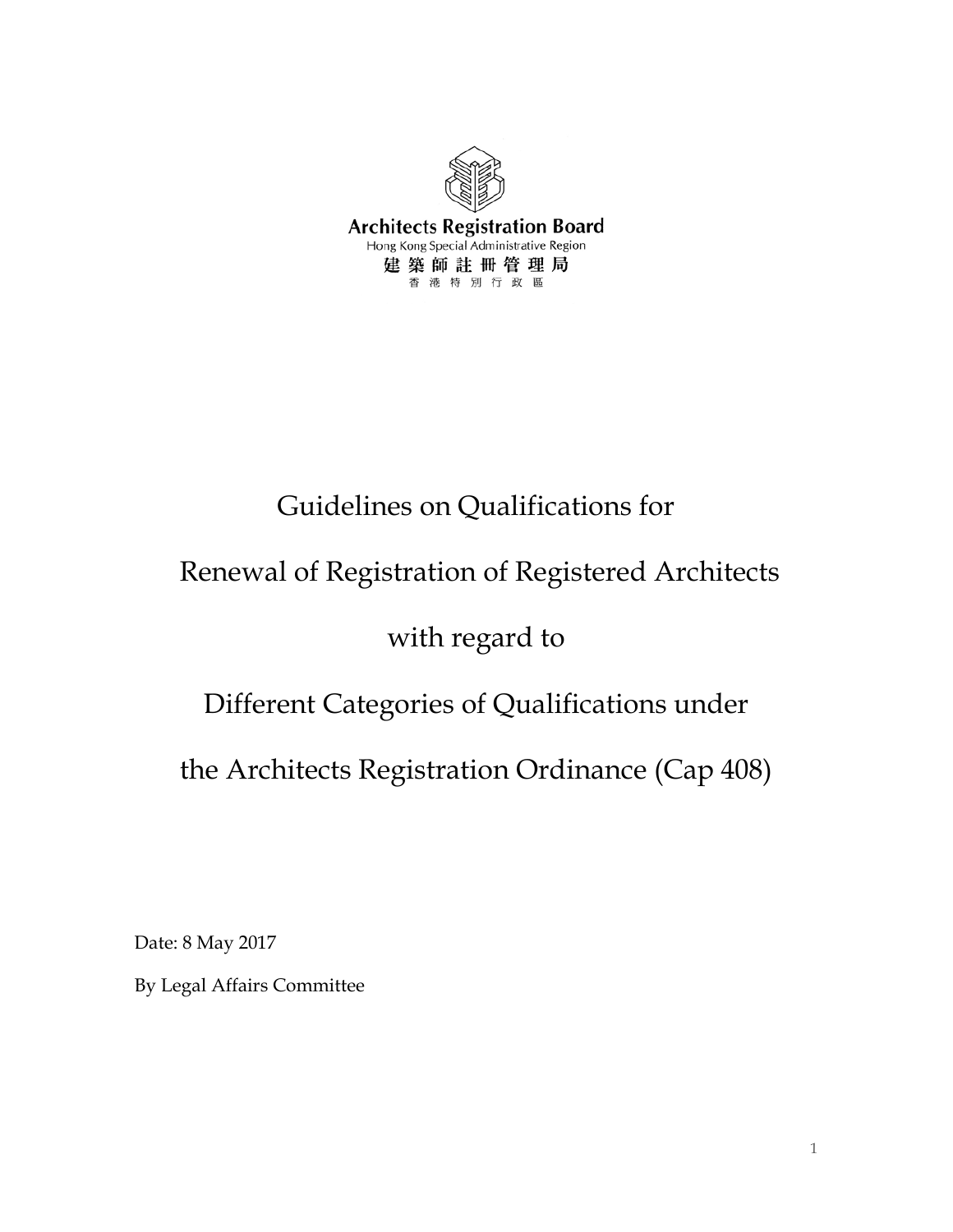Architects Registration Board

Hong Kong Special Administrative Region

建築師註冊管理局

香港特別行政區

# Guidelines on Qualifications for Renewal of Registration of Registered Architects with regard to Different Categories of Qualifications under the Architects Registration Ordinance (Cap 408)

Date: 8 May 2017

By Legal Affairs Committee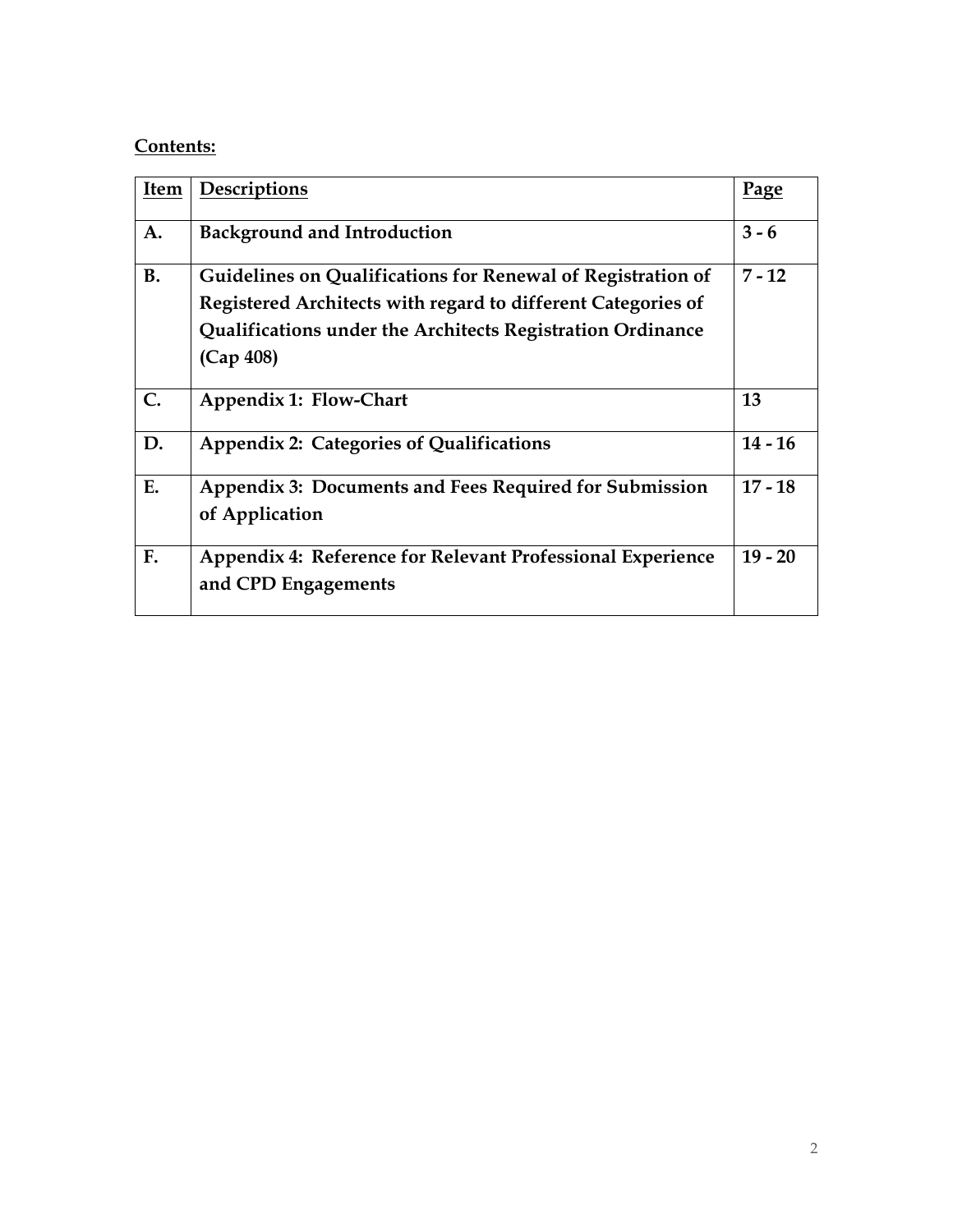**Contents:**

| Item | Descriptions | Page |
|---|---|---|
| **A.** | **Background and Introduction** | **3 - 6** |
| **B.** | **Guidelines on Qualifications for Renewal of Registration of Registered Architects with regard to different Categories of Qualifications under the Architects Registration Ordinance (Cap 408)** | **7 - 12** |
| **C.** | **Appendix 1: Flow-Chart** | **13** |
| **D.** | **Appendix 2: Categories of Qualifications** | **14 - 16** |
| **E.** | **Appendix 3: Documents and Fees Required for Submission of Application** | **17 - 18** |
| **F.** | **Appendix 4: Reference for Relevant Professional Experience and CPD Engagements** | **19 - 20** |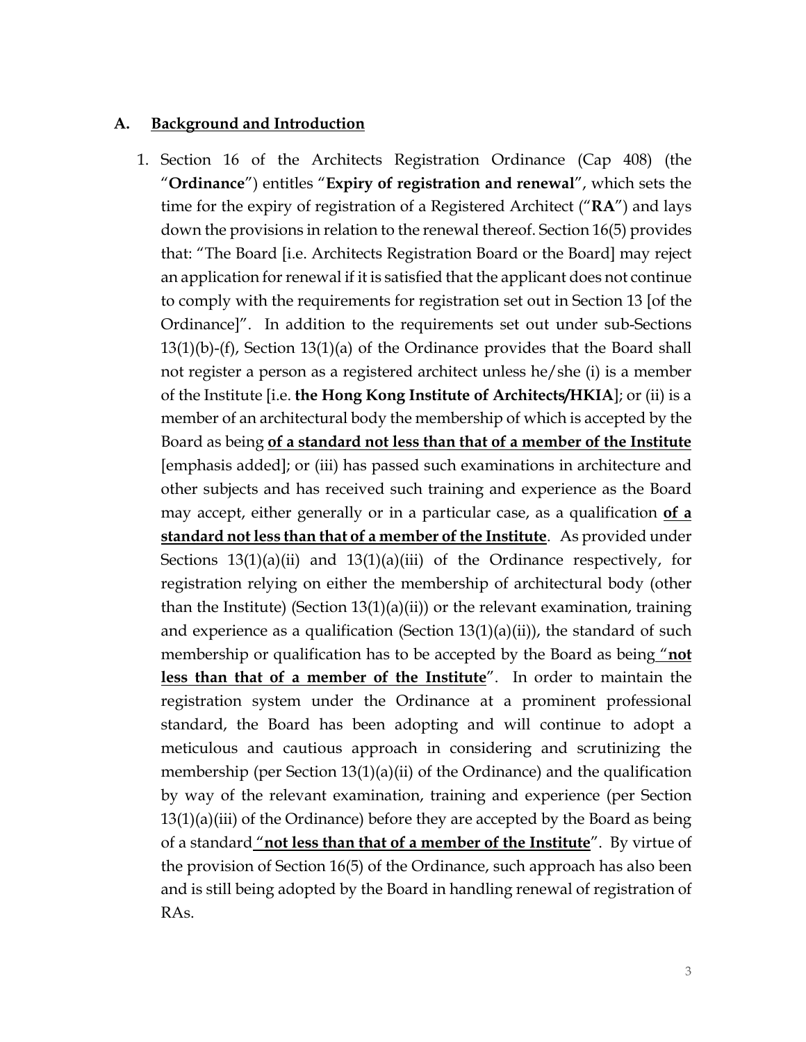## A. <u>Background and Introduction</u>

1. Section 16 of the Architects Registration Ordinance (Cap 408) (the "**Ordinance**") entitles "**Expiry of registration and renewal**", which sets the time for the expiry of registration of a Registered Architect ("**RA**") and lays down the provisions in relation to the renewal thereof. Section 16(5) provides that: "The Board [i.e. Architects Registration Board or the Board] may reject an application for renewal if it is satisfied that the applicant does not continue to comply with the requirements for registration set out in Section 13 [of the Ordinance]". In addition to the requirements set out under sub-Sections 13(1)(b)-(f), Section 13(1)(a) of the Ordinance provides that the Board shall not register a person as a registered architect unless he/she (i) is a member of the Institute [i.e. **the Hong Kong Institute of Architects/HKIA**]; or (ii) is a member of an architectural body the membership of which is accepted by the Board as being <u>**of a standard not less than that of a member of the Institute**</u> [emphasis added]; or (iii) has passed such examinations in architecture and other subjects and has received such training and experience as the Board may accept, either generally or in a particular case, as a qualification <u>**of a standard not less than that of a member of the Institute**</u>. As provided under Sections 13(1)(a)(ii) and 13(1)(a)(iii) of the Ordinance respectively, for registration relying on either the membership of architectural body (other than the Institute) (Section 13(1)(a)(ii)) or the relevant examination, training and experience as a qualification (Section 13(1)(a)(ii)), the standard of such membership or qualification has to be accepted by the Board as being "<u>**not less than that of a member of the Institute**</u>". In order to maintain the registration system under the Ordinance at a prominent professional standard, the Board has been adopting and will continue to adopt a meticulous and cautious approach in considering and scrutinizing the membership (per Section 13(1)(a)(ii) of the Ordinance) and the qualification by way of the relevant examination, training and experience (per Section 13(1)(a)(iii) of the Ordinance) before they are accepted by the Board as being of a standard "<u>**not less than that of a member of the Institute**</u>". By virtue of the provision of Section 16(5) of the Ordinance, such approach has also been and is still being adopted by the Board in handling renewal of registration of RAs.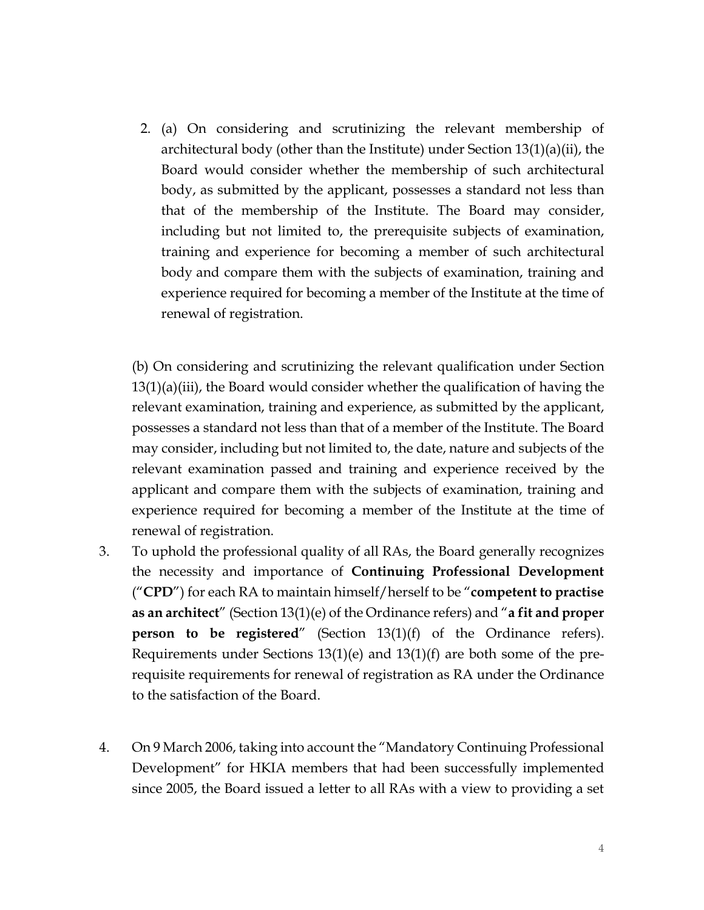2. (a) On considering and scrutinizing the relevant membership of architectural body (other than the Institute) under Section 13(1)(a)(ii), the Board would consider whether the membership of such architectural body, as submitted by the applicant, possesses a standard not less than that of the membership of the Institute. The Board may consider, including but not limited to, the prerequisite subjects of examination, training and experience for becoming a member of such architectural body and compare them with the subjects of examination, training and experience required for becoming a member of the Institute at the time of renewal of registration.

(b) On considering and scrutinizing the relevant qualification under Section 13(1)(a)(iii), the Board would consider whether the qualification of having the relevant examination, training and experience, as submitted by the applicant, possesses a standard not less than that of a member of the Institute. The Board may consider, including but not limited to, the date, nature and subjects of the relevant examination passed and training and experience received by the applicant and compare them with the subjects of examination, training and experience required for becoming a member of the Institute at the time of renewal of registration.

3. To uphold the professional quality of all RAs, the Board generally recognizes the necessity and importance of **Continuing Professional Development** ("**CPD**") for each RA to maintain himself/herself to be "**competent to practise as an architect**" (Section 13(1)(e) of the Ordinance refers) and "**a fit and proper person to be registered**" (Section 13(1)(f) of the Ordinance refers). Requirements under Sections 13(1)(e) and 13(1)(f) are both some of the pre-requisite requirements for renewal of registration as RA under the Ordinance to the satisfaction of the Board.

4. On 9 March 2006, taking into account the "Mandatory Continuing Professional Development" for HKIA members that had been successfully implemented since 2005, the Board issued a letter to all RAs with a view to providing a set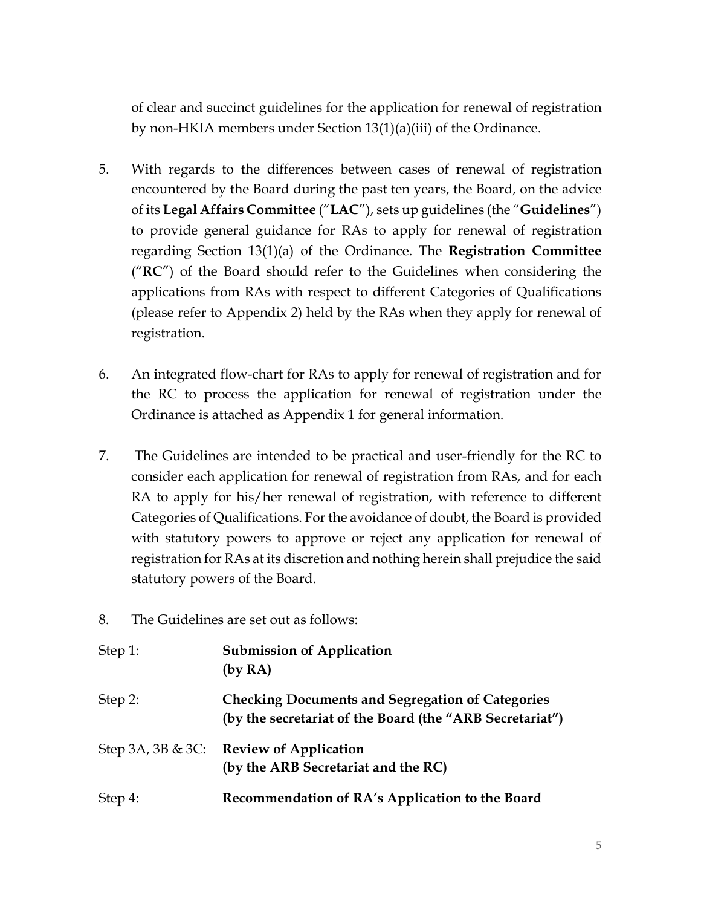of clear and succinct guidelines for the application for renewal of registration by non-HKIA members under Section 13(1)(a)(iii) of the Ordinance.

5. With regards to the differences between cases of renewal of registration encountered by the Board during the past ten years, the Board, on the advice of its **Legal Affairs Committee** ("**LAC**"), sets up guidelines (the "**Guidelines**") to provide general guidance for RAs to apply for renewal of registration regarding Section 13(1)(a) of the Ordinance. The **Registration Committee** ("**RC**") of the Board should refer to the Guidelines when considering the applications from RAs with respect to different Categories of Qualifications (please refer to Appendix 2) held by the RAs when they apply for renewal of registration.

6. An integrated flow-chart for RAs to apply for renewal of registration and for the RC to process the application for renewal of registration under the Ordinance is attached as Appendix 1 for general information.

7. The Guidelines are intended to be practical and user-friendly for the RC to consider each application for renewal of registration from RAs, and for each RA to apply for his/her renewal of registration, with reference to different Categories of Qualifications. For the avoidance of doubt, the Board is provided with statutory powers to approve or reject any application for renewal of registration for RAs at its discretion and nothing herein shall prejudice the said statutory powers of the Board.

8. The Guidelines are set out as follows:

| | |
|---|---|
| Step 1: | **Submission of Application (by RA)** |
| Step 2: | **Checking Documents and Segregation of Categories (by the secretariat of the Board (the "ARB Secretariat")** |
| Step 3A, 3B & 3C: | **Review of Application (by the ARB Secretariat and the RC)** |
| Step 4: | **Recommendation of RA's Application to the Board** |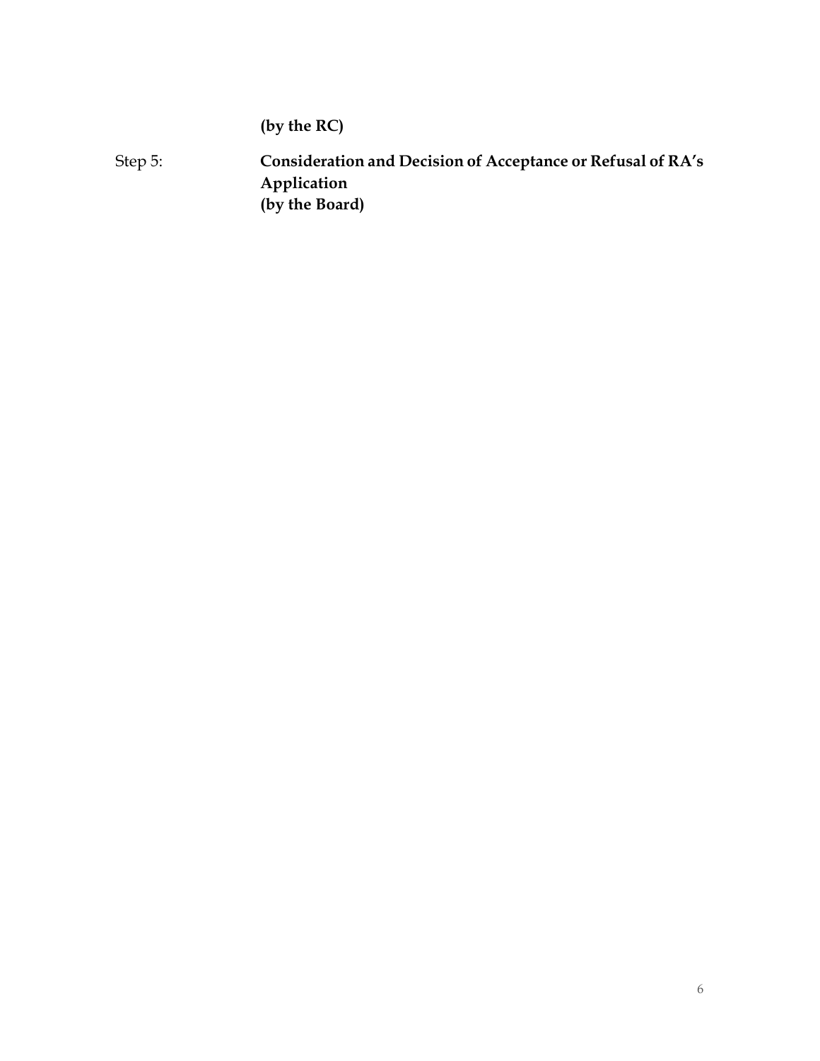**(by the RC)**

Step 5: **Consideration and Decision of Acceptance or Refusal of RA's Application**
**(by the Board)**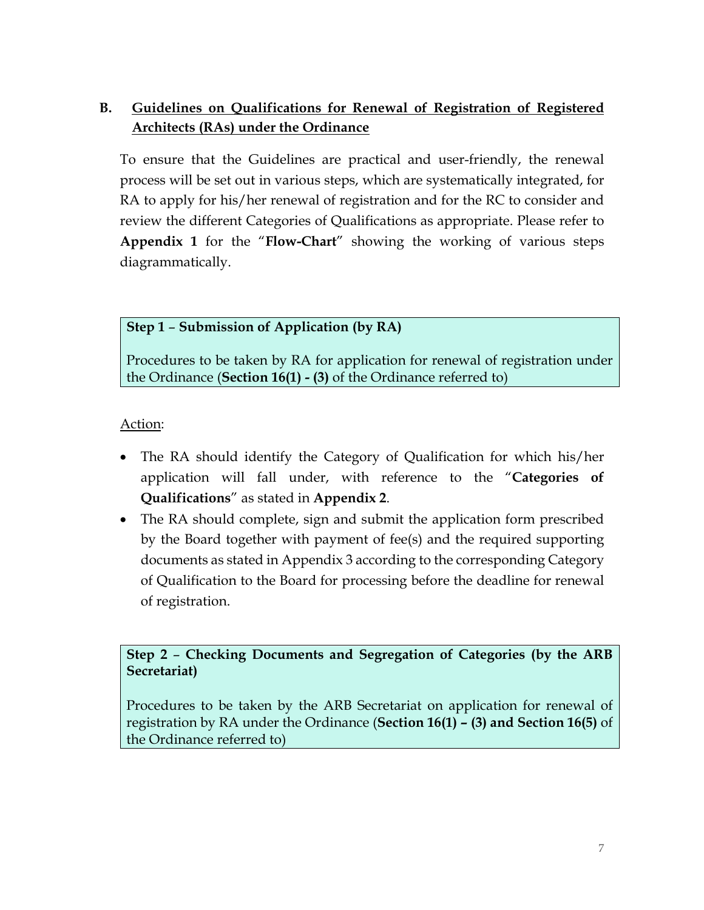## B. <u>Guidelines on Qualifications for Renewal of Registration of Registered Architects (RAs) under the Ordinance</u>

To ensure that the Guidelines are practical and user-friendly, the renewal process will be set out in various steps, which are systematically integrated, for RA to apply for his/her renewal of registration and for the RC to consider and review the different Categories of Qualifications as appropriate. Please refer to **Appendix 1** for the "**Flow-Chart**" showing the working of various steps diagrammatically.

**Step 1 – Submission of Application (by RA)**

Procedures to be taken by RA for application for renewal of registration under the Ordinance (**Section 16(1) - (3)** of the Ordinance referred to)

<u>Action</u>:

- The RA should identify the Category of Qualification for which his/her application will fall under, with reference to the "**Categories of Qualifications**" as stated in **Appendix 2**.
- The RA should complete, sign and submit the application form prescribed by the Board together with payment of fee(s) and the required supporting documents as stated in Appendix 3 according to the corresponding Category of Qualification to the Board for processing before the deadline for renewal of registration.

**Step 2 – Checking Documents and Segregation of Categories (by the ARB Secretariat)**

Procedures to be taken by the ARB Secretariat on application for renewal of registration by RA under the Ordinance (**Section 16(1) – (3) and Section 16(5)** of the Ordinance referred to)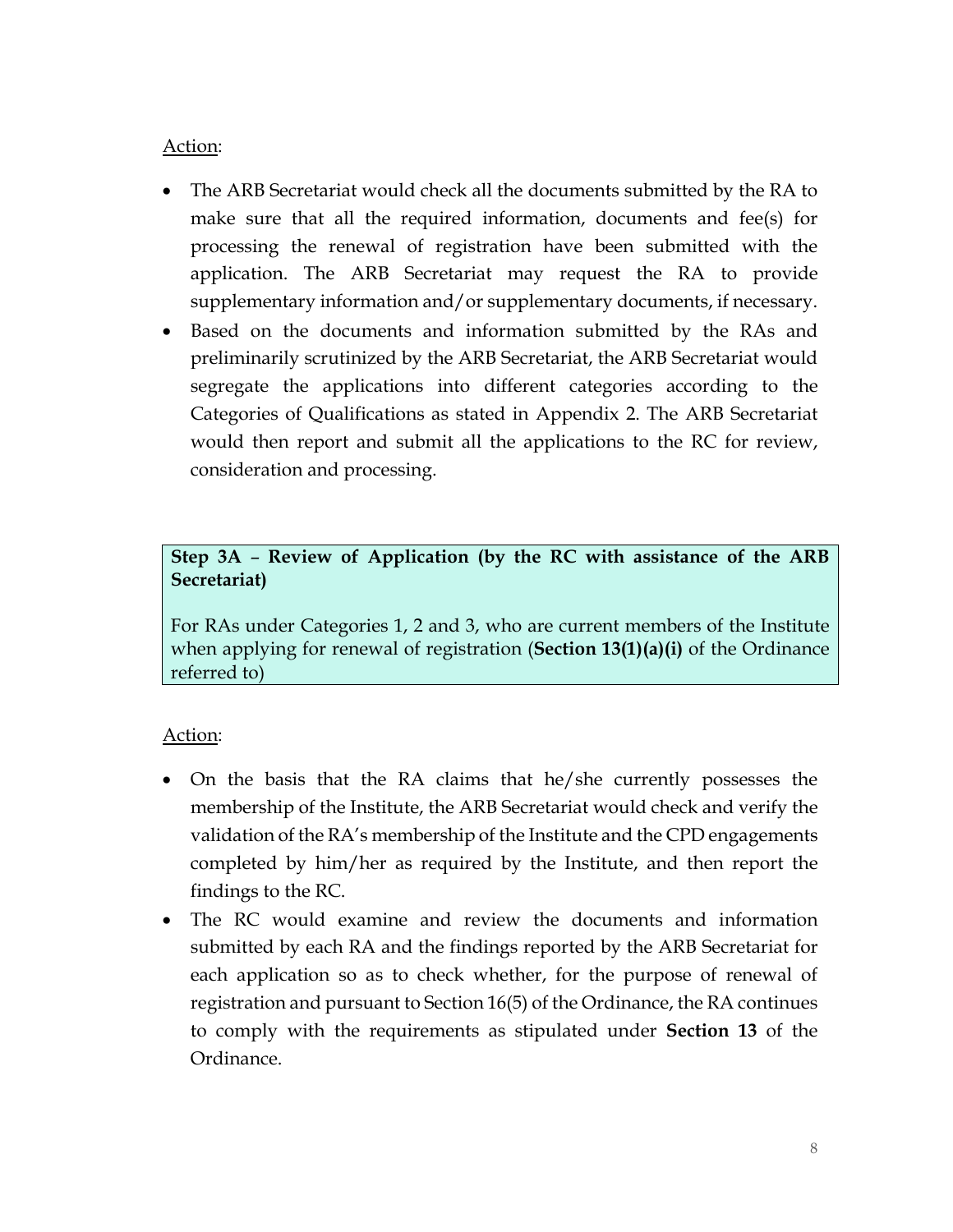Action:

- The ARB Secretariat would check all the documents submitted by the RA to make sure that all the required information, documents and fee(s) for processing the renewal of registration have been submitted with the application. The ARB Secretariat may request the RA to provide supplementary information and/or supplementary documents, if necessary.
- Based on the documents and information submitted by the RAs and preliminarily scrutinized by the ARB Secretariat, the ARB Secretariat would segregate the applications into different categories according to the Categories of Qualifications as stated in Appendix 2. The ARB Secretariat would then report and submit all the applications to the RC for review, consideration and processing.

**Step 3A – Review of Application (by the RC with assistance of the ARB Secretariat)**

For RAs under Categories 1, 2 and 3, who are current members of the Institute when applying for renewal of registration (**Section 13(1)(a)(i)** of the Ordinance referred to)

Action:

- On the basis that the RA claims that he/she currently possesses the membership of the Institute, the ARB Secretariat would check and verify the validation of the RA's membership of the Institute and the CPD engagements completed by him/her as required by the Institute, and then report the findings to the RC.
- The RC would examine and review the documents and information submitted by each RA and the findings reported by the ARB Secretariat for each application so as to check whether, for the purpose of renewal of registration and pursuant to Section 16(5) of the Ordinance, the RA continues to comply with the requirements as stipulated under **Section 13** of the Ordinance.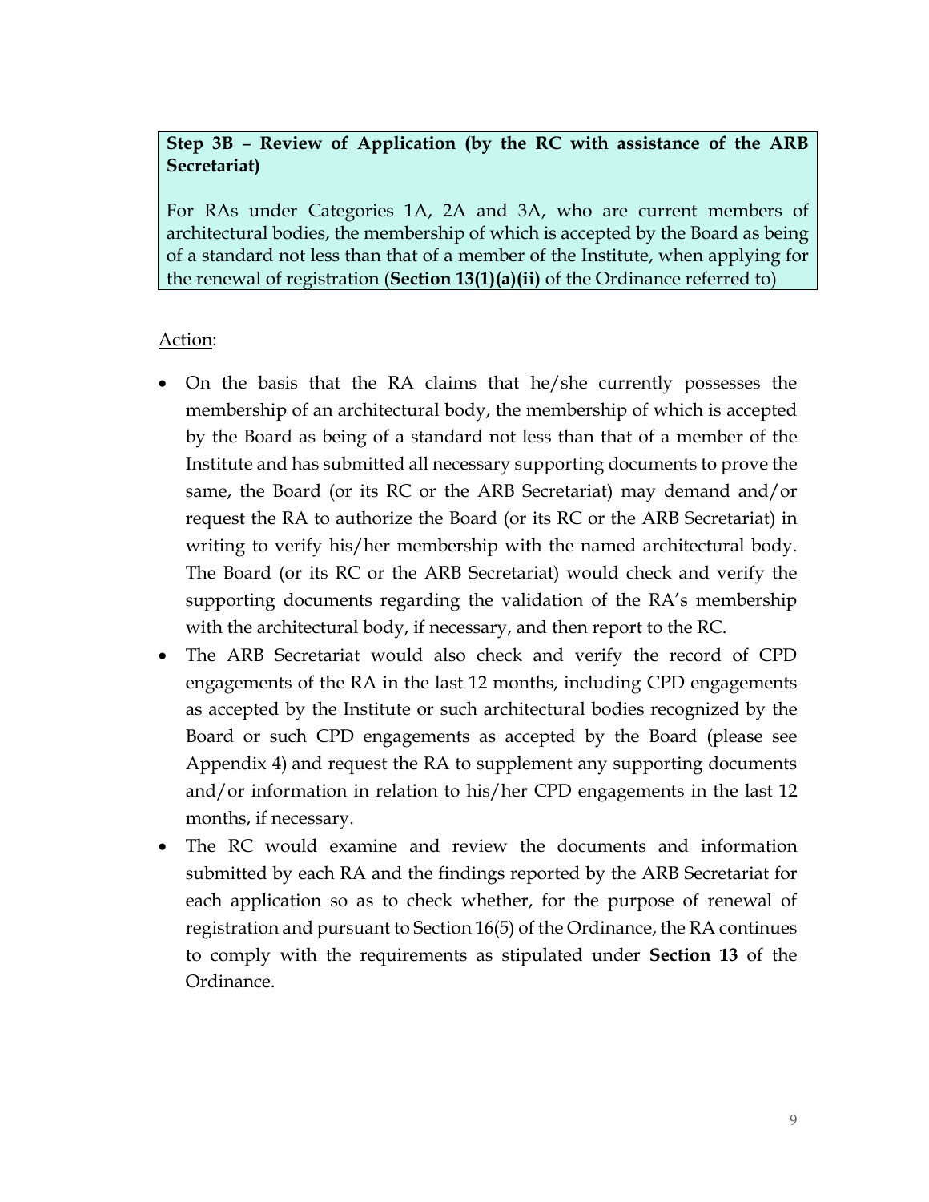**Step 3B – Review of Application (by the RC with assistance of the ARB Secretariat)**

For RAs under Categories 1A, 2A and 3A, who are current members of architectural bodies, the membership of which is accepted by the Board as being of a standard not less than that of a member of the Institute, when applying for the renewal of registration (**Section 13(1)(a)(ii)** of the Ordinance referred to)

Action:

- On the basis that the RA claims that he/she currently possesses the membership of an architectural body, the membership of which is accepted by the Board as being of a standard not less than that of a member of the Institute and has submitted all necessary supporting documents to prove the same, the Board (or its RC or the ARB Secretariat) may demand and/or request the RA to authorize the Board (or its RC or the ARB Secretariat) in writing to verify his/her membership with the named architectural body. The Board (or its RC or the ARB Secretariat) would check and verify the supporting documents regarding the validation of the RA's membership with the architectural body, if necessary, and then report to the RC.
- The ARB Secretariat would also check and verify the record of CPD engagements of the RA in the last 12 months, including CPD engagements as accepted by the Institute or such architectural bodies recognized by the Board or such CPD engagements as accepted by the Board (please see Appendix 4) and request the RA to supplement any supporting documents and/or information in relation to his/her CPD engagements in the last 12 months, if necessary.
- The RC would examine and review the documents and information submitted by each RA and the findings reported by the ARB Secretariat for each application so as to check whether, for the purpose of renewal of registration and pursuant to Section 16(5) of the Ordinance, the RA continues to comply with the requirements as stipulated under **Section 13** of the Ordinance.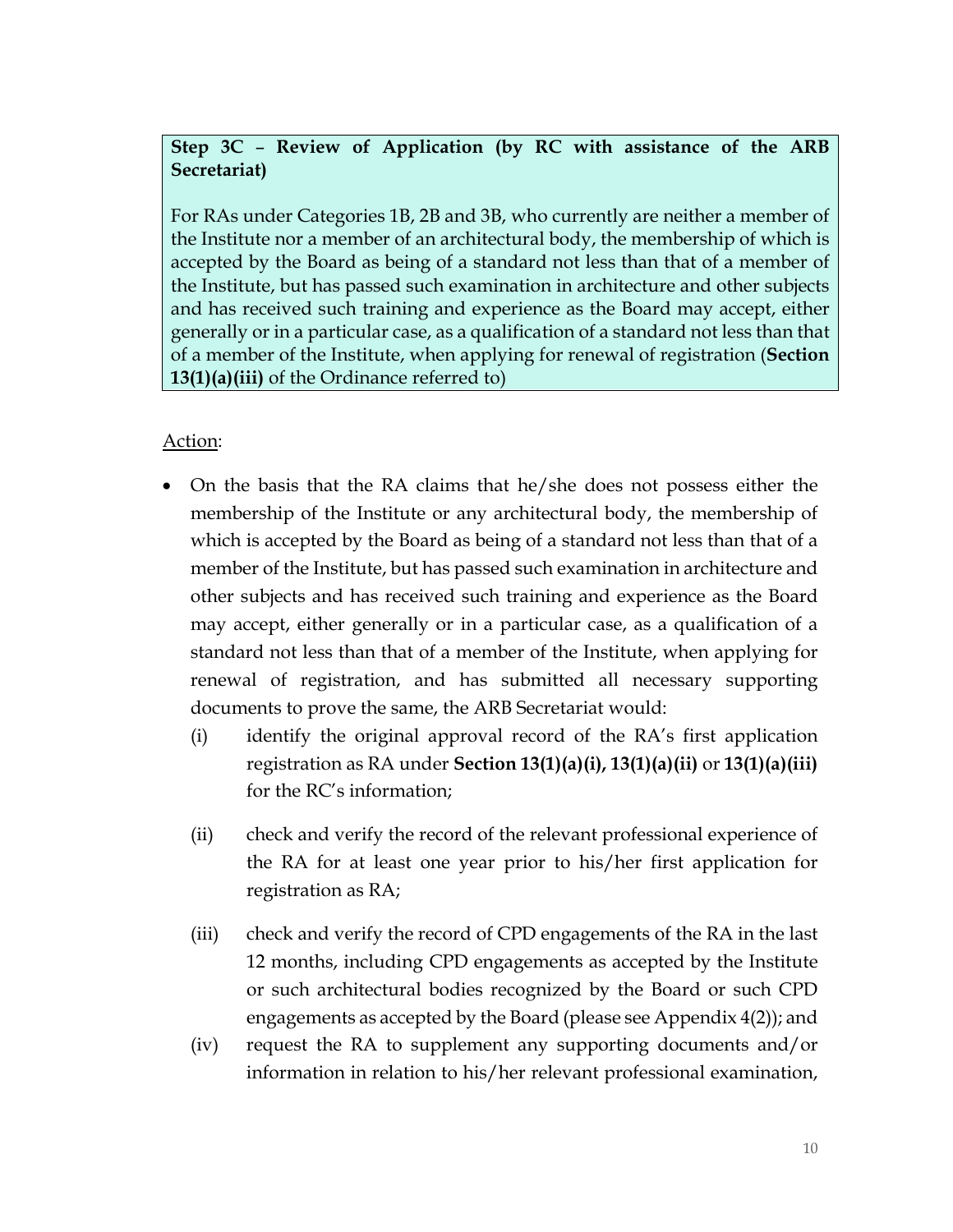**Step 3C – Review of Application (by RC with assistance of the ARB Secretariat)**

For RAs under Categories 1B, 2B and 3B, who currently are neither a member of the Institute nor a member of an architectural body, the membership of which is accepted by the Board as being of a standard not less than that of a member of the Institute, but has passed such examination in architecture and other subjects and has received such training and experience as the Board may accept, either generally or in a particular case, as a qualification of a standard not less than that of a member of the Institute, when applying for renewal of registration (**Section 13(1)(a)(iii)** of the Ordinance referred to)

Action:

- On the basis that the RA claims that he/she does not possess either the membership of the Institute or any architectural body, the membership of which is accepted by the Board as being of a standard not less than that of a member of the Institute, but has passed such examination in architecture and other subjects and has received such training and experience as the Board may accept, either generally or in a particular case, as a qualification of a standard not less than that of a member of the Institute, when applying for renewal of registration, and has submitted all necessary supporting documents to prove the same, the ARB Secretariat would:
  - (i) identify the original approval record of the RA's first application registration as RA under **Section 13(1)(a)(i), 13(1)(a)(ii)** or **13(1)(a)(iii)** for the RC's information;
  - (ii) check and verify the record of the relevant professional experience of the RA for at least one year prior to his/her first application for registration as RA;
  - (iii) check and verify the record of CPD engagements of the RA in the last 12 months, including CPD engagements as accepted by the Institute or such architectural bodies recognized by the Board or such CPD engagements as accepted by the Board (please see Appendix 4(2)); and
  - (iv) request the RA to supplement any supporting documents and/or information in relation to his/her relevant professional examination,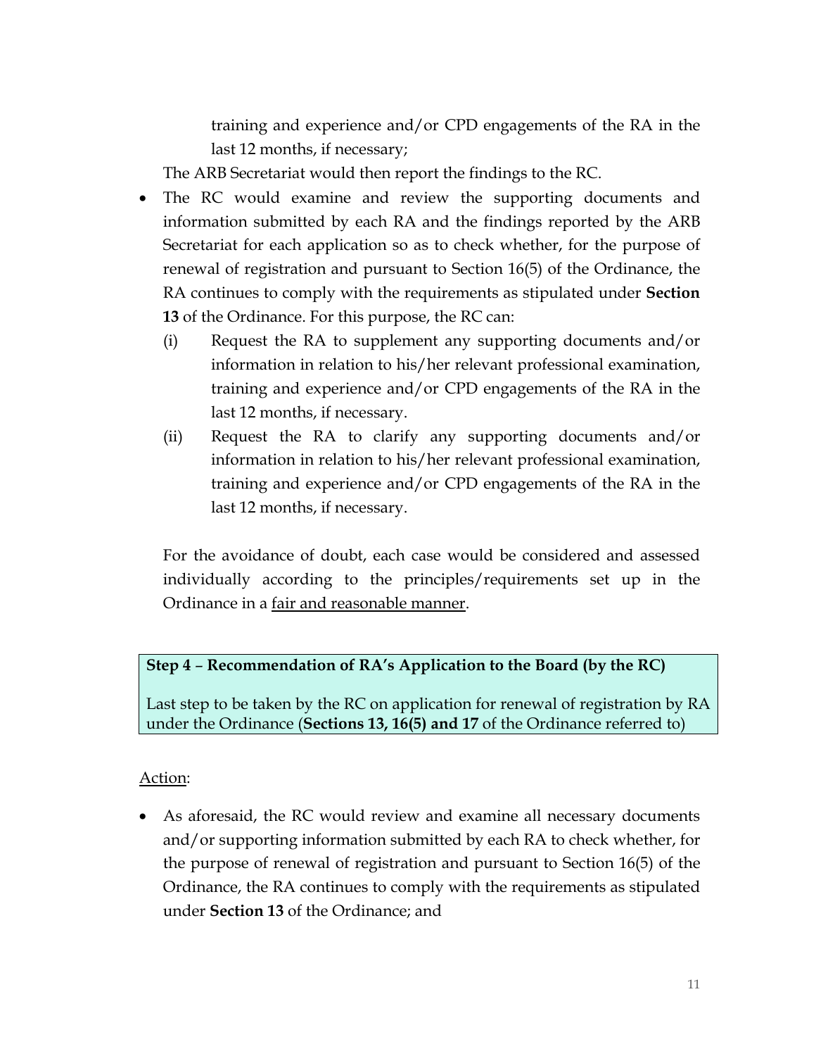training and experience and/or CPD engagements of the RA in the last 12 months, if necessary;

The ARB Secretariat would then report the findings to the RC.

- The RC would examine and review the supporting documents and information submitted by each RA and the findings reported by the ARB Secretariat for each application so as to check whether, for the purpose of renewal of registration and pursuant to Section 16(5) of the Ordinance, the RA continues to comply with the requirements as stipulated under **Section 13** of the Ordinance. For this purpose, the RC can:
  - (i) Request the RA to supplement any supporting documents and/or information in relation to his/her relevant professional examination, training and experience and/or CPD engagements of the RA in the last 12 months, if necessary.
  - (ii) Request the RA to clarify any supporting documents and/or information in relation to his/her relevant professional examination, training and experience and/or CPD engagements of the RA in the last 12 months, if necessary.

  For the avoidance of doubt, each case would be considered and assessed individually according to the principles/requirements set up in the Ordinance in a fair and reasonable manner.

**Step 4 – Recommendation of RA's Application to the Board (by the RC)**

Last step to be taken by the RC on application for renewal of registration by RA under the Ordinance (**Sections 13, 16(5) and 17** of the Ordinance referred to)

Action:

- As aforesaid, the RC would review and examine all necessary documents and/or supporting information submitted by each RA to check whether, for the purpose of renewal of registration and pursuant to Section 16(5) of the Ordinance, the RA continues to comply with the requirements as stipulated under **Section 13** of the Ordinance; and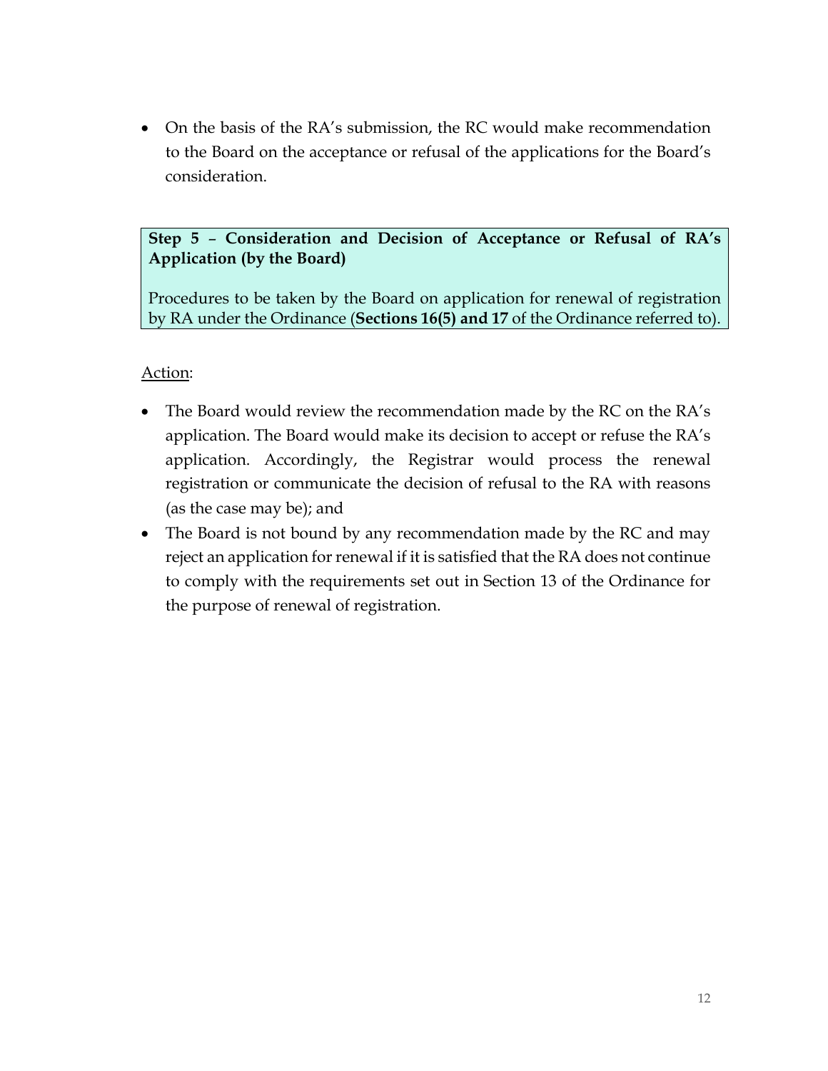- On the basis of the RA's submission, the RC would make recommendation to the Board on the acceptance or refusal of the applications for the Board's consideration.

**Step 5 – Consideration and Decision of Acceptance or Refusal of RA's Application (by the Board)**

Procedures to be taken by the Board on application for renewal of registration by RA under the Ordinance (**Sections 16(5) and 17** of the Ordinance referred to).

<u>Action</u>:

- The Board would review the recommendation made by the RC on the RA's application. The Board would make its decision to accept or refuse the RA's application. Accordingly, the Registrar would process the renewal registration or communicate the decision of refusal to the RA with reasons (as the case may be); and
- The Board is not bound by any recommendation made by the RC and may reject an application for renewal if it is satisfied that the RA does not continue to comply with the requirements set out in Section 13 of the Ordinance for the purpose of renewal of registration.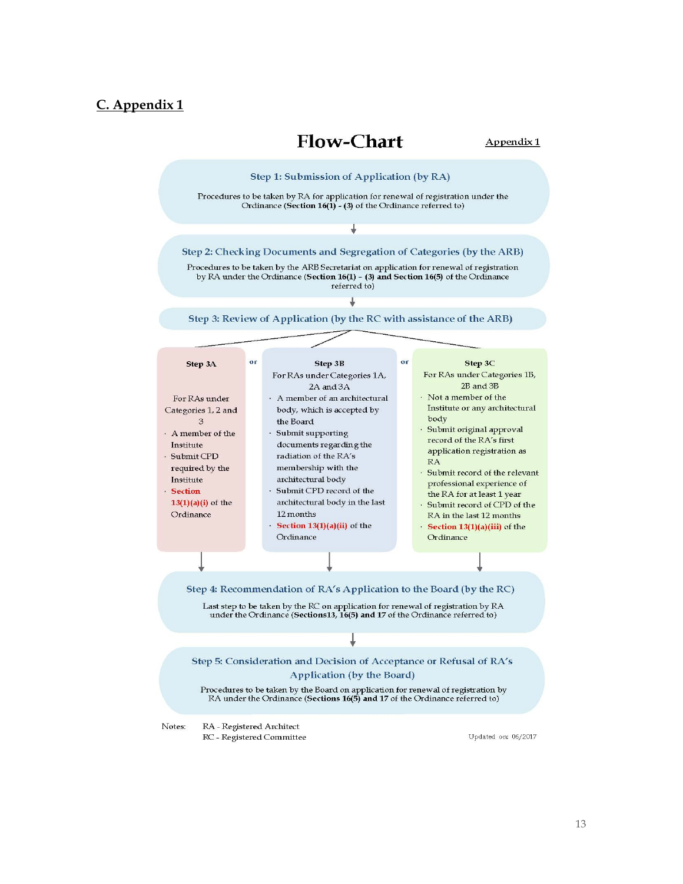## C. Appendix 1

# Flow-Chart

Appendix 1

**Step 1: Submission of Application (by RA)**

Procedures to be taken by RA for application for renewal of registration under the Ordinance (**Section 16(1) - (3)** of the Ordinance referred to)

↓

**Step 2: Checking Documents and Segregation of Categories (by the ARB)**

Procedures to be taken by the ARB Secretariat on application for renewal of registration by RA under the Ordinance (**Section 16(1) – (3) and Section 16(5)** of the Ordinance referred to)

↓

**Step 3: Review of Application (by the RC with assistance of the ARB)**

**Step 3A**

For RAs under Categories 1, 2 and 3

- A member of the Institute
- Submit CPD required by the Institute
- **Section 13(1)(a)(i)** of the Ordinance

or

**Step 3B**

For RAs under Categories 1A, 2A and 3A

- A member of an architectural body, which is accepted by the Board
- Submit supporting documents regarding the radiation of the RA's membership with the architectural body
- Submit CPD record of the architectural body in the last 12 months
- **Section 13(1)(a)(ii)** of the Ordinance

or

**Step 3C**

For RAs under Categories 1B, 2B and 3B

- Not a member of the Institute or any architectural body
- Submit original approval record of the RA's first application registration as RA
- Submit record of the relevant professional experience of the RA for at least 1 year
- Submit record of CPD of the RA in the last 12 months
- **Section 13(1)(a)(iii)** of the Ordinance

↓

**Step 4: Recommendation of RA's Application to the Board (by the RC)**

Last step to be taken by the RC on application for renewal of registration by RA under the Ordinance (**Sections13, 16(5) and 17** of the Ordinance referred to)

↓

**Step 5: Consideration and Decision of Acceptance or Refusal of RA's Application (by the Board)**

Procedures to be taken by the Board on application for renewal of registration by RA under the Ordinance (**Sections 16(5) and 17** of the Ordinance referred to)

Notes: RA - Registered Architect
RC - Registered Committee

Updated on: 06/2017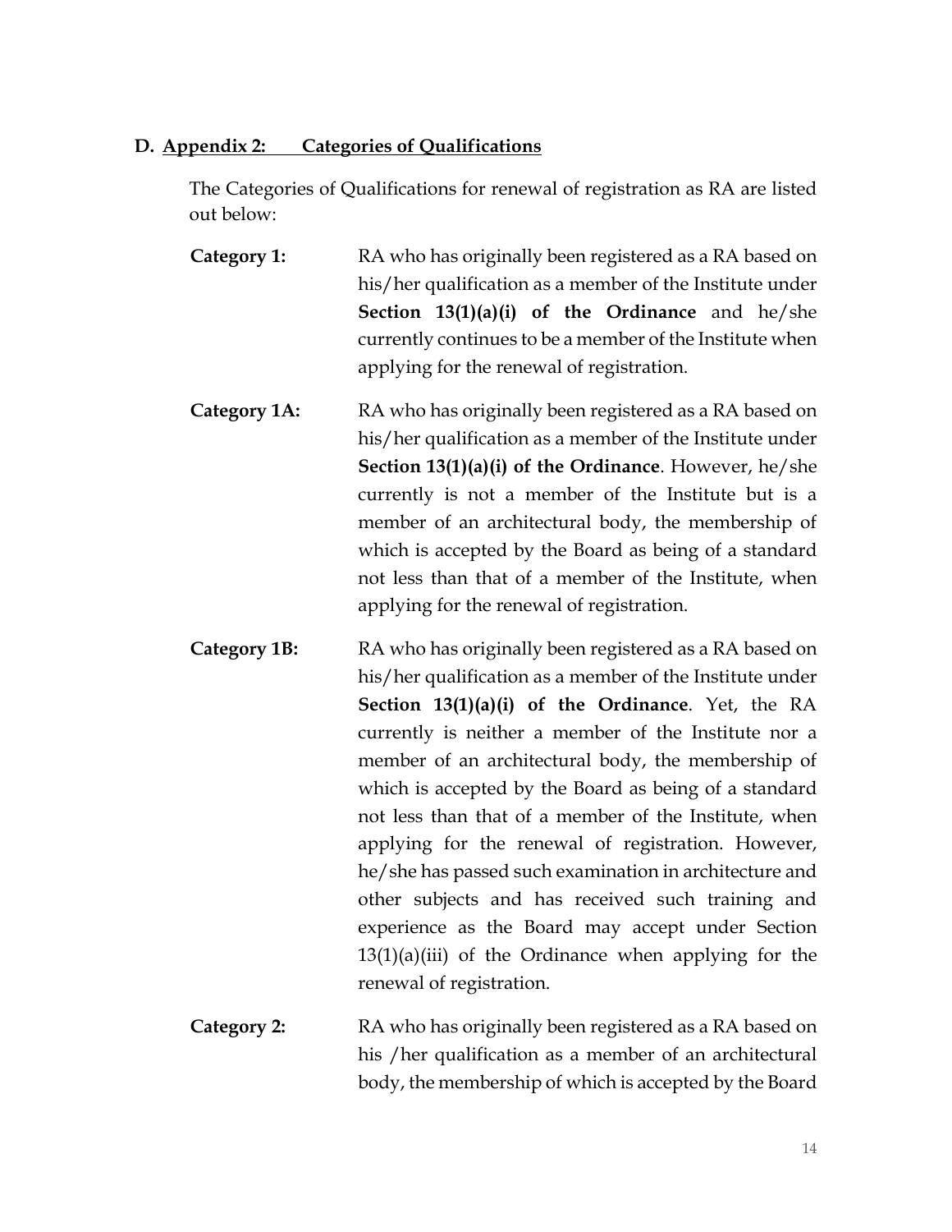## D. Appendix 2: Categories of Qualifications

The Categories of Qualifications for renewal of registration as RA are listed out below:

**Category 1:** RA who has originally been registered as a RA based on his/her qualification as a member of the Institute under **Section 13(1)(a)(i) of the Ordinance** and he/she currently continues to be a member of the Institute when applying for the renewal of registration.

**Category 1A:** RA who has originally been registered as a RA based on his/her qualification as a member of the Institute under **Section 13(1)(a)(i) of the Ordinance**. However, he/she currently is not a member of the Institute but is a member of an architectural body, the membership of which is accepted by the Board as being of a standard not less than that of a member of the Institute, when applying for the renewal of registration.

**Category 1B:** RA who has originally been registered as a RA based on his/her qualification as a member of the Institute under **Section 13(1)(a)(i) of the Ordinance**. Yet, the RA currently is neither a member of the Institute nor a member of an architectural body, the membership of which is accepted by the Board as being of a standard not less than that of a member of the Institute, when applying for the renewal of registration. However, he/she has passed such examination in architecture and other subjects and has received such training and experience as the Board may accept under Section 13(1)(a)(iii) of the Ordinance when applying for the renewal of registration.

**Category 2:** RA who has originally been registered as a RA based on his /her qualification as a member of an architectural body, the membership of which is accepted by the Board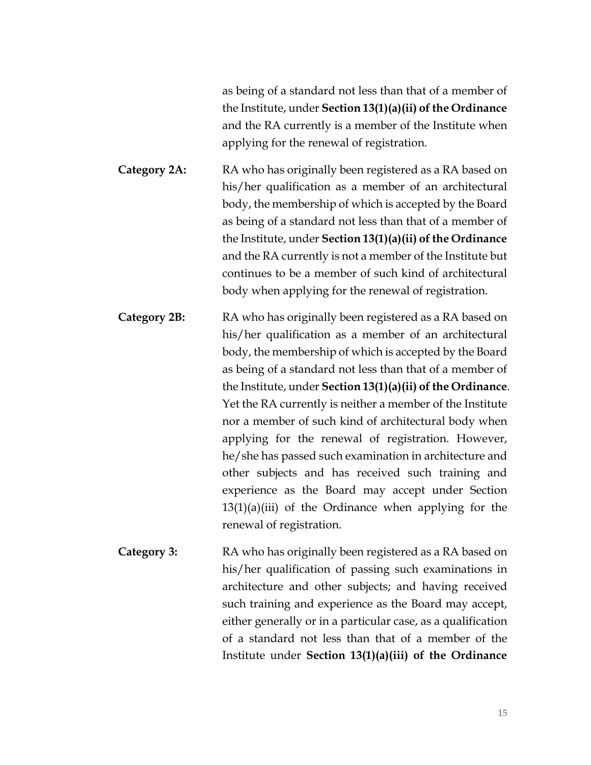as being of a standard not less than that of a member of the Institute, under **Section 13(1)(a)(ii) of the Ordinance** and the RA currently is a member of the Institute when applying for the renewal of registration.

**Category 2A:** RA who has originally been registered as a RA based on his/her qualification as a member of an architectural body, the membership of which is accepted by the Board as being of a standard not less than that of a member of the Institute, under **Section 13(1)(a)(ii) of the Ordinance** and the RA currently is not a member of the Institute but continues to be a member of such kind of architectural body when applying for the renewal of registration.

**Category 2B:** RA who has originally been registered as a RA based on his/her qualification as a member of an architectural body, the membership of which is accepted by the Board as being of a standard not less than that of a member of the Institute, under **Section 13(1)(a)(ii) of the Ordinance**. Yet the RA currently is neither a member of the Institute nor a member of such kind of architectural body when applying for the renewal of registration. However, he/she has passed such examination in architecture and other subjects and has received such training and experience as the Board may accept under Section 13(1)(a)(iii) of the Ordinance when applying for the renewal of registration.

**Category 3:** RA who has originally been registered as a RA based on his/her qualification of passing such examinations in architecture and other subjects; and having received such training and experience as the Board may accept, either generally or in a particular case, as a qualification of a standard not less than that of a member of the Institute under **Section 13(1)(a)(iii) of the Ordinance**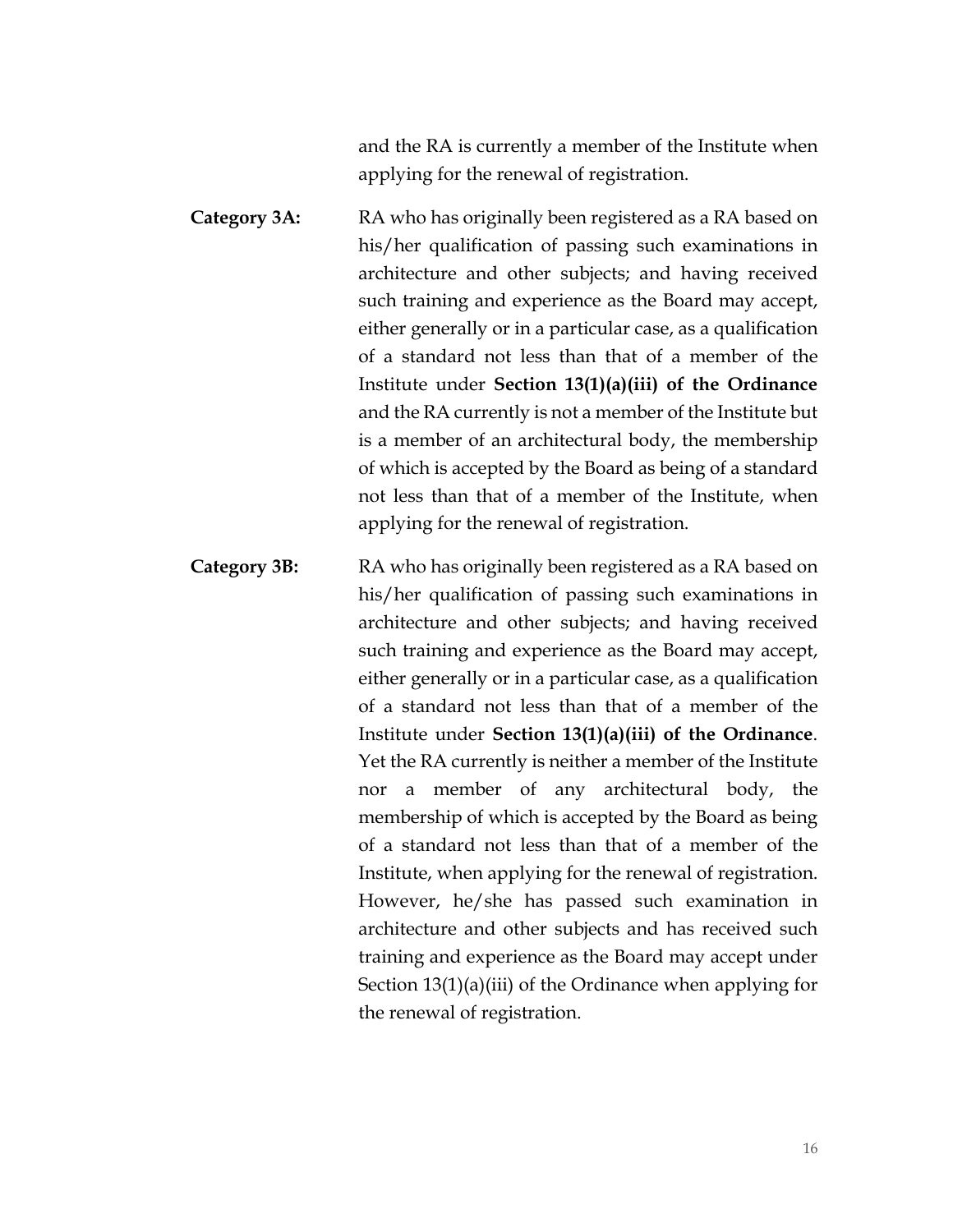and the RA is currently a member of the Institute when applying for the renewal of registration.

**Category 3A:** RA who has originally been registered as a RA based on his/her qualification of passing such examinations in architecture and other subjects; and having received such training and experience as the Board may accept, either generally or in a particular case, as a qualification of a standard not less than that of a member of the Institute under **Section 13(1)(a)(iii) of the Ordinance** and the RA currently is not a member of the Institute but is a member of an architectural body, the membership of which is accepted by the Board as being of a standard not less than that of a member of the Institute, when applying for the renewal of registration.

**Category 3B:** RA who has originally been registered as a RA based on his/her qualification of passing such examinations in architecture and other subjects; and having received such training and experience as the Board may accept, either generally or in a particular case, as a qualification of a standard not less than that of a member of the Institute under **Section 13(1)(a)(iii) of the Ordinance**. Yet the RA currently is neither a member of the Institute nor a member of any architectural body, the membership of which is accepted by the Board as being of a standard not less than that of a member of the Institute, when applying for the renewal of registration. However, he/she has passed such examination in architecture and other subjects and has received such training and experience as the Board may accept under Section 13(1)(a)(iii) of the Ordinance when applying for the renewal of registration.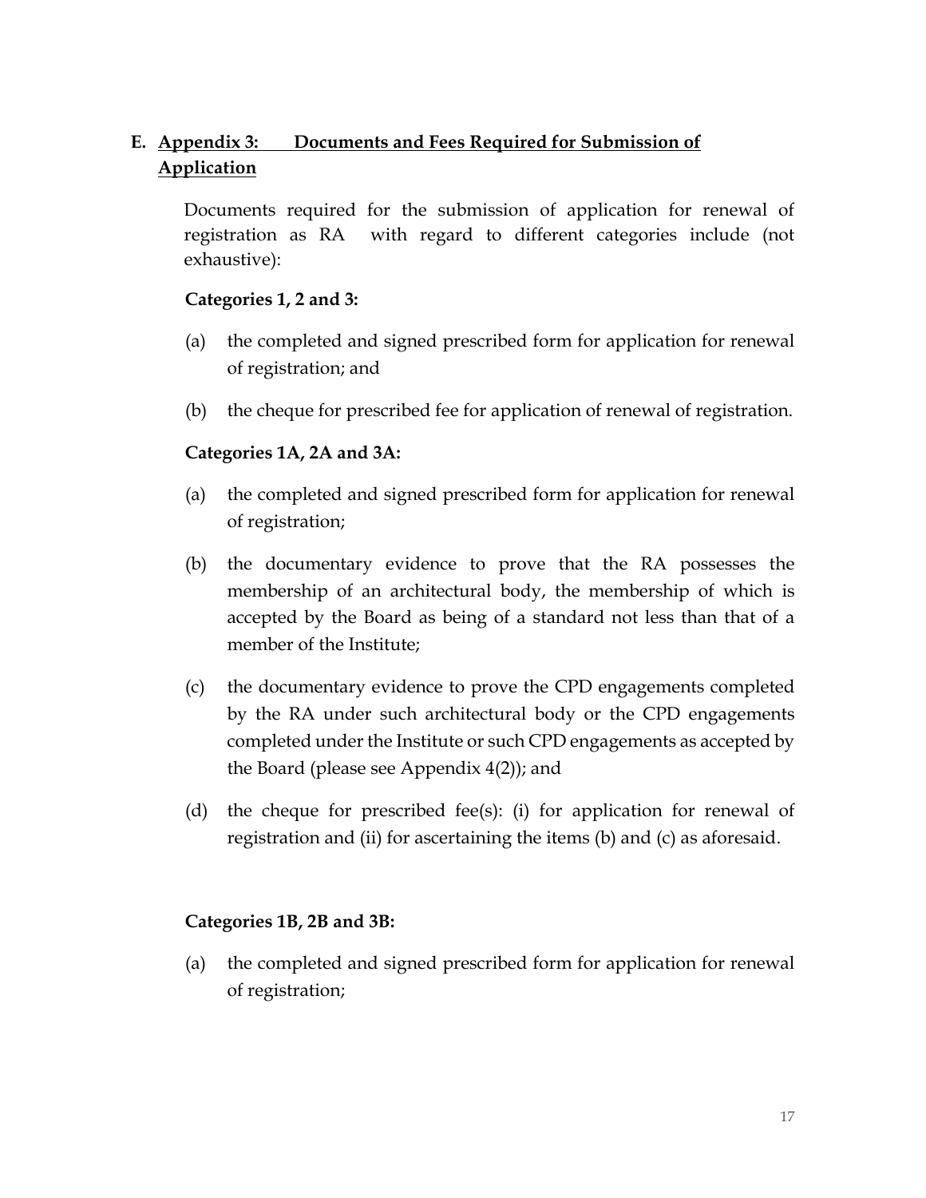## E. Appendix 3: Documents and Fees Required for Submission of Application

Documents required for the submission of application for renewal of registration as RA with regard to different categories include (not exhaustive):

**Categories 1, 2 and 3:**

(a) the completed and signed prescribed form for application for renewal of registration; and

(b) the cheque for prescribed fee for application of renewal of registration.

**Categories 1A, 2A and 3A:**

(a) the completed and signed prescribed form for application for renewal of registration;

(b) the documentary evidence to prove that the RA possesses the membership of an architectural body, the membership of which is accepted by the Board as being of a standard not less than that of a member of the Institute;

(c) the documentary evidence to prove the CPD engagements completed by the RA under such architectural body or the CPD engagements completed under the Institute or such CPD engagements as accepted by the Board (please see Appendix 4(2)); and

(d) the cheque for prescribed fee(s): (i) for application for renewal of registration and (ii) for ascertaining the items (b) and (c) as aforesaid.

**Categories 1B, 2B and 3B:**

(a) the completed and signed prescribed form for application for renewal of registration;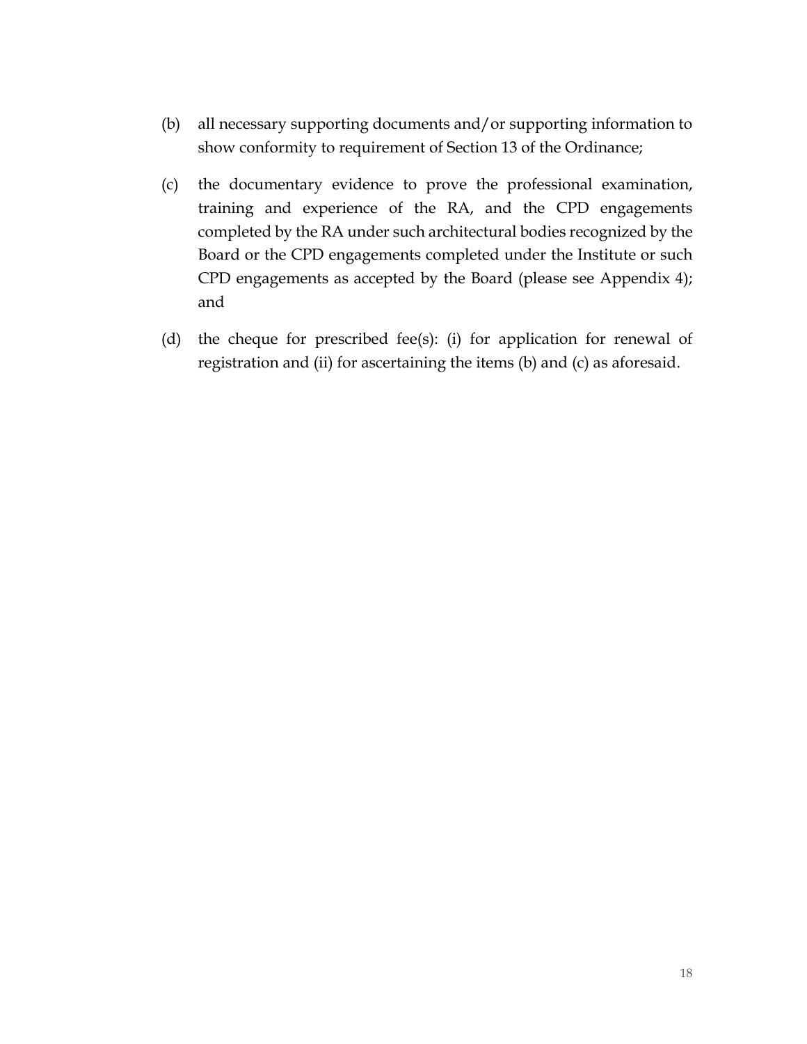(b) all necessary supporting documents and/or supporting information to show conformity to requirement of Section 13 of the Ordinance;

(c) the documentary evidence to prove the professional examination, training and experience of the RA, and the CPD engagements completed by the RA under such architectural bodies recognized by the Board or the CPD engagements completed under the Institute or such CPD engagements as accepted by the Board (please see Appendix 4); and

(d) the cheque for prescribed fee(s): (i) for application for renewal of registration and (ii) for ascertaining the items (b) and (c) as aforesaid.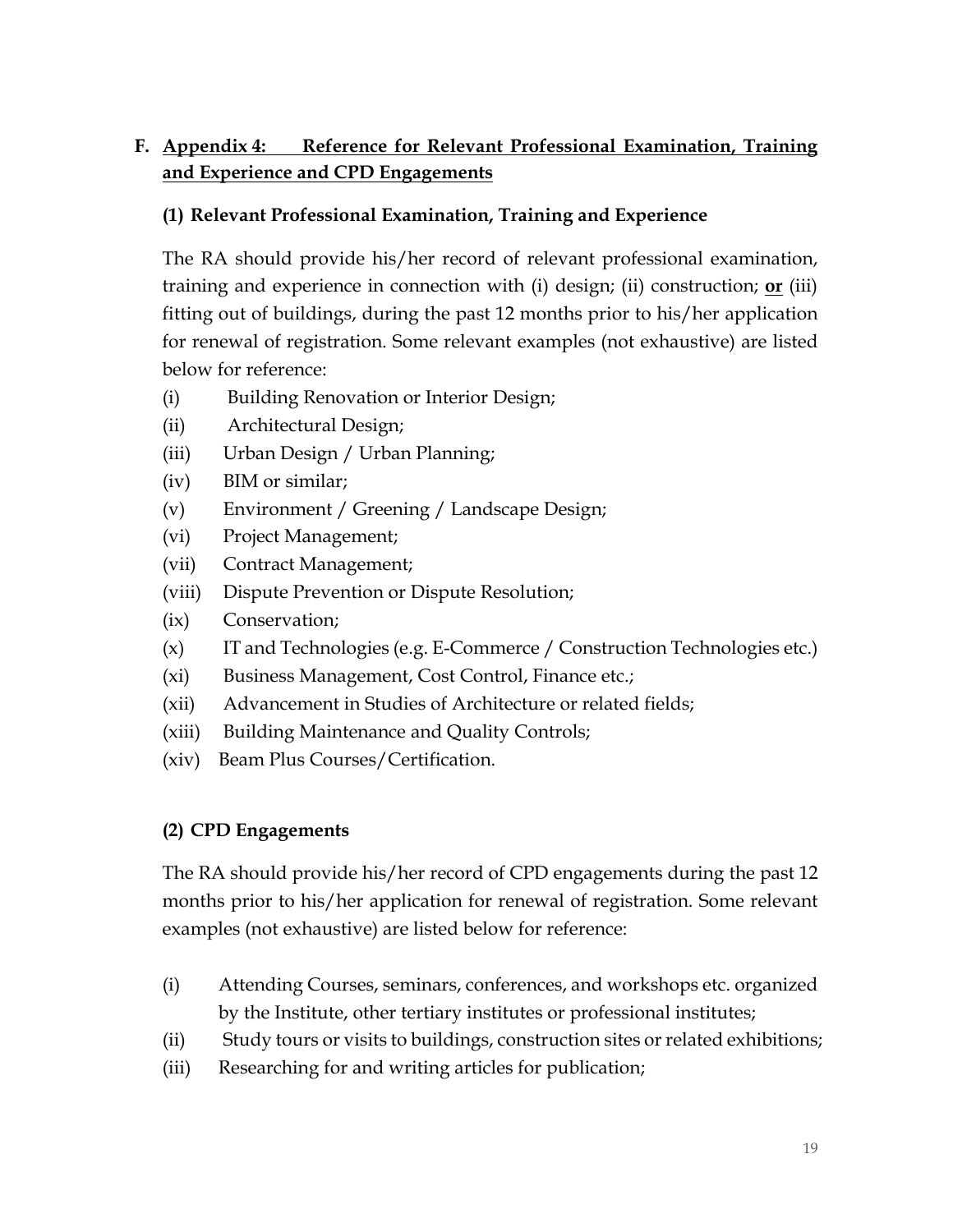## F. <u>Appendix 4: Reference for Relevant Professional Examination, Training and Experience and CPD Engagements</u>

### (1) Relevant Professional Examination, Training and Experience

The RA should provide his/her record of relevant professional examination, training and experience in connection with (i) design; (ii) construction; **<u>or</u>** (iii) fitting out of buildings, during the past 12 months prior to his/her application for renewal of registration. Some relevant examples (not exhaustive) are listed below for reference:

(i) Building Renovation or Interior Design;
(ii) Architectural Design;
(iii) Urban Design / Urban Planning;
(iv) BIM or similar;
(v) Environment / Greening / Landscape Design;
(vi) Project Management;
(vii) Contract Management;
(viii) Dispute Prevention or Dispute Resolution;
(ix) Conservation;
(x) IT and Technologies (e.g. E-Commerce / Construction Technologies etc.)
(xi) Business Management, Cost Control, Finance etc.;
(xii) Advancement in Studies of Architecture or related fields;
(xiii) Building Maintenance and Quality Controls;
(xiv) Beam Plus Courses/Certification.

### (2) CPD Engagements

The RA should provide his/her record of CPD engagements during the past 12 months prior to his/her application for renewal of registration. Some relevant examples (not exhaustive) are listed below for reference:

(i) Attending Courses, seminars, conferences, and workshops etc. organized by the Institute, other tertiary institutes or professional institutes;
(ii) Study tours or visits to buildings, construction sites or related exhibitions;
(iii) Researching for and writing articles for publication;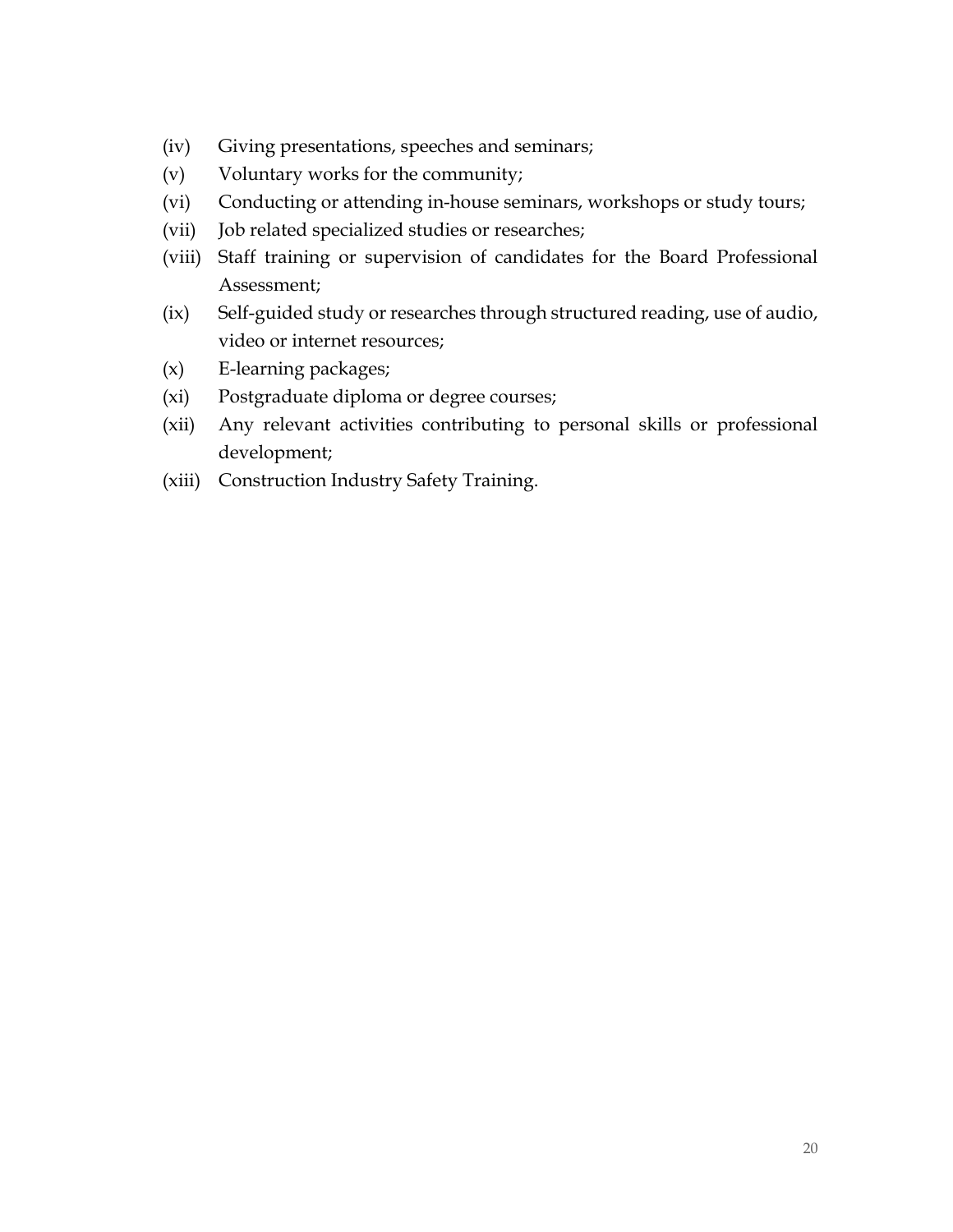(iv) Giving presentations, speeches and seminars;

(v) Voluntary works for the community;

(vi) Conducting or attending in-house seminars, workshops or study tours;

(vii) Job related specialized studies or researches;

(viii) Staff training or supervision of candidates for the Board Professional Assessment;

(ix) Self-guided study or researches through structured reading, use of audio, video or internet resources;

(x) E-learning packages;

(xi) Postgraduate diploma or degree courses;

(xii) Any relevant activities contributing to personal skills or professional development;

(xiii) Construction Industry Safety Training.